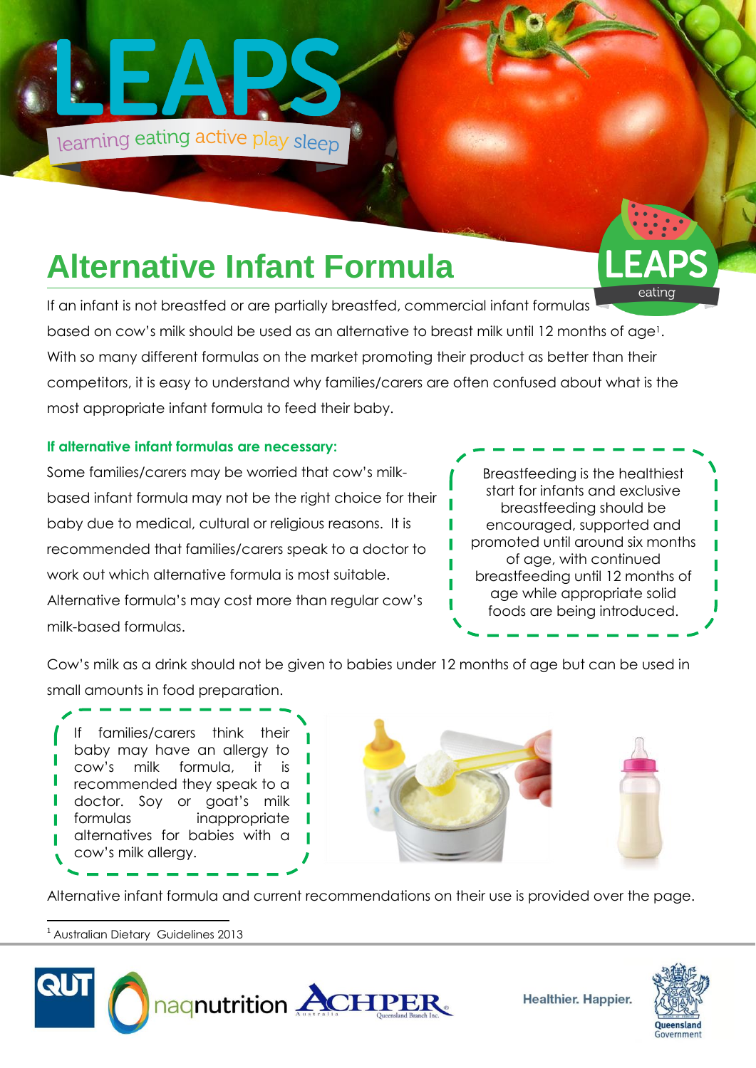# LEAPS

learning eating active play sleep

## Alternative Infant Formula

If an infant is not breastfed or are partially breastfed, commercial infant formulas based on cow's milk should be used as an alternative to breast milk until 12 months of age[1]. With so many different formulas on the market promoting their product as better than their competitors, it is easy to understand why families/carers are often confused about what is the most appropriate infant formula to feed their baby.

**If alternative infant formulas are necessary:**

Some families/carers may be worried that cow's milk-based infant formula may not be the right choice for their baby due to medical, cultural or religious reasons. It is recommended that families/carers speak to a doctor to work out which alternative formula is most suitable. Alternative formula's may cost more than regular cow's milk-based formulas.

Breastfeeding is the healthiest start for infants and exclusive breastfeeding should be encouraged, supported and promoted until around six months of age, with continued breastfeeding until 12 months of age while appropriate solid foods are being introduced.

Cow's milk as a drink should not be given to babies under 12 months of age but can be used in small amounts in food preparation.

If families/carers think their baby may have an allergy to cow's milk formula, it is recommended they speak to a doctor. Soy or goat's milk formulas inappropriate alternatives for babies with a cow's milk allergy.

Alternative infant formula and current recommendations on their use is provided over the page.

[1] Australian Dietary Guidelines 2013

Healthier. Happier.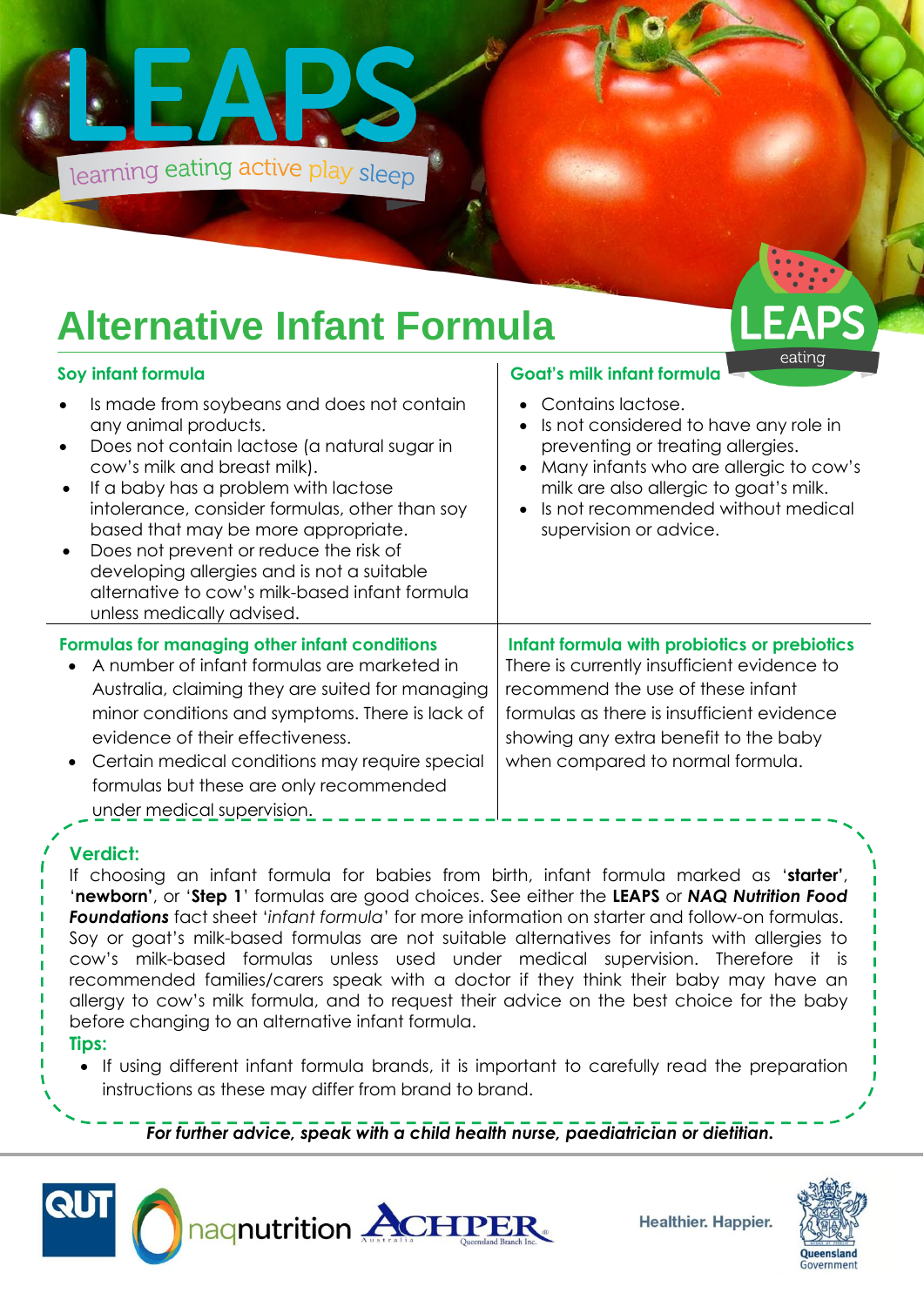# Alternative Infant Formula

## Soy infant formula

- Is made from soybeans and does not contain any animal products.
- Does not contain lactose (a natural sugar in cow's milk and breast milk).
- If a baby has a problem with lactose intolerance, consider formulas, other than soy based that may be more appropriate.
- Does not prevent or reduce the risk of developing allergies and is not a suitable alternative to cow's milk-based infant formula unless medically advised.

## Goat's milk infant formula

- Contains lactose.
- Is not considered to have any role in preventing or treating allergies.
- Many infants who are allergic to cow's milk are also allergic to goat's milk.
- Is not recommended without medical supervision or advice.

## Formulas for managing other infant conditions

- A number of infant formulas are marketed in Australia, claiming they are suited for managing minor conditions and symptoms. There is lack of evidence of their effectiveness.
- Certain medical conditions may require special formulas but these are only recommended under medical supervision.

## Infant formula with probiotics or prebiotics

There is currently insufficient evidence to recommend the use of these infant formulas as there is insufficient evidence showing any extra benefit to the baby when compared to normal formula.

### Verdict:

If choosing an infant formula for babies from birth, infant formula marked as '**starter**', '**newborn**', or '**Step 1**' formulas are good choices. See either the **LEAPS** or ***NAQ Nutrition Food Foundations*** fact sheet '*infant formula*' for more information on starter and follow-on formulas. Soy or goat's milk-based formulas are not suitable alternatives for infants with allergies to cow's milk-based formulas unless used under medical supervision. Therefore it is recommended families/carers speak with a doctor if they think their baby may have an allergy to cow's milk formula, and to request their advice on the best choice for the baby before changing to an alternative infant formula.

### Tips:

- If using different infant formula brands, it is important to carefully read the preparation instructions as these may differ from brand to brand.

***For further advice, speak with a child health nurse, paediatrician or dietitian.***